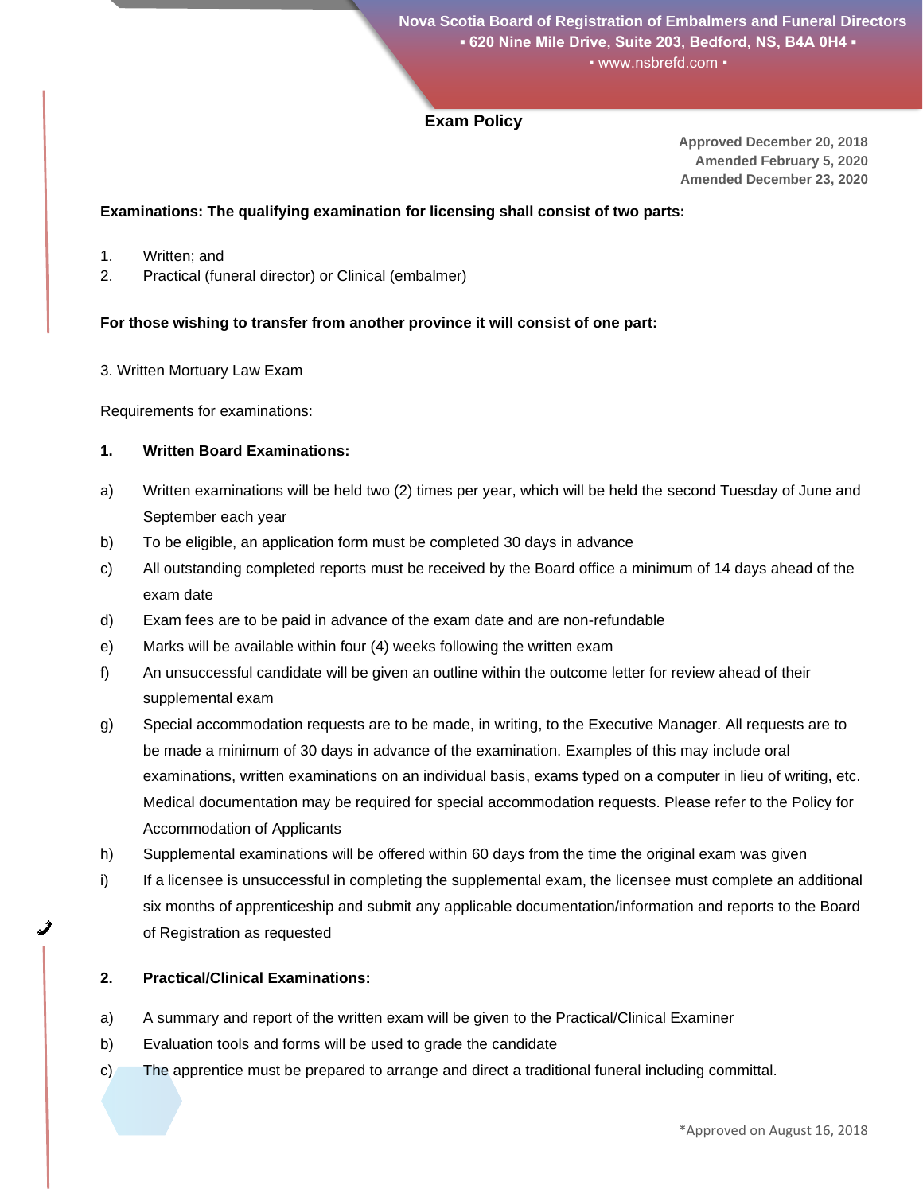Nova Scotia Board of Registration of Embalmers and Funeral Directors
▪ 620 Nine Mile Drive, Suite 203, Bedford, NS, B4A 0H4 ▪
▪ www.nsbrefd.com ▪

# Exam Policy

Approved December 20, 2018
Amended February 5, 2020
Amended December 23, 2020

**Examinations: The qualifying examination for licensing shall consist of two parts:**

1. Written; and
2. Practical (funeral director) or Clinical (embalmer)

**For those wishing to transfer from another province it will consist of one part:**

3. Written Mortuary Law Exam

Requirements for examinations:

**1. Written Board Examinations:**

a) Written examinations will be held two (2) times per year, which will be held the second Tuesday of June and September each year

b) To be eligible, an application form must be completed 30 days in advance

c) All outstanding completed reports must be received by the Board office a minimum of 14 days ahead of the exam date

d) Exam fees are to be paid in advance of the exam date and are non-refundable

e) Marks will be available within four (4) weeks following the written exam

f) An unsuccessful candidate will be given an outline within the outcome letter for review ahead of their supplemental exam

g) Special accommodation requests are to be made, in writing, to the Executive Manager. All requests are to be made a minimum of 30 days in advance of the examination. Examples of this may include oral examinations, written examinations on an individual basis, exams typed on a computer in lieu of writing, etc. Medical documentation may be required for special accommodation requests. Please refer to the Policy for Accommodation of Applicants

h) Supplemental examinations will be offered within 60 days from the time the original exam was given

i) If a licensee is unsuccessful in completing the supplemental exam, the licensee must complete an additional six months of apprenticeship and submit any applicable documentation/information and reports to the Board of Registration as requested

**2. Practical/Clinical Examinations:**

a) A summary and report of the written exam will be given to the Practical/Clinical Examiner

b) Evaluation tools and forms will be used to grade the candidate

c) The apprentice must be prepared to arrange and direct a traditional funeral including committal.

*Approved on August 16, 2018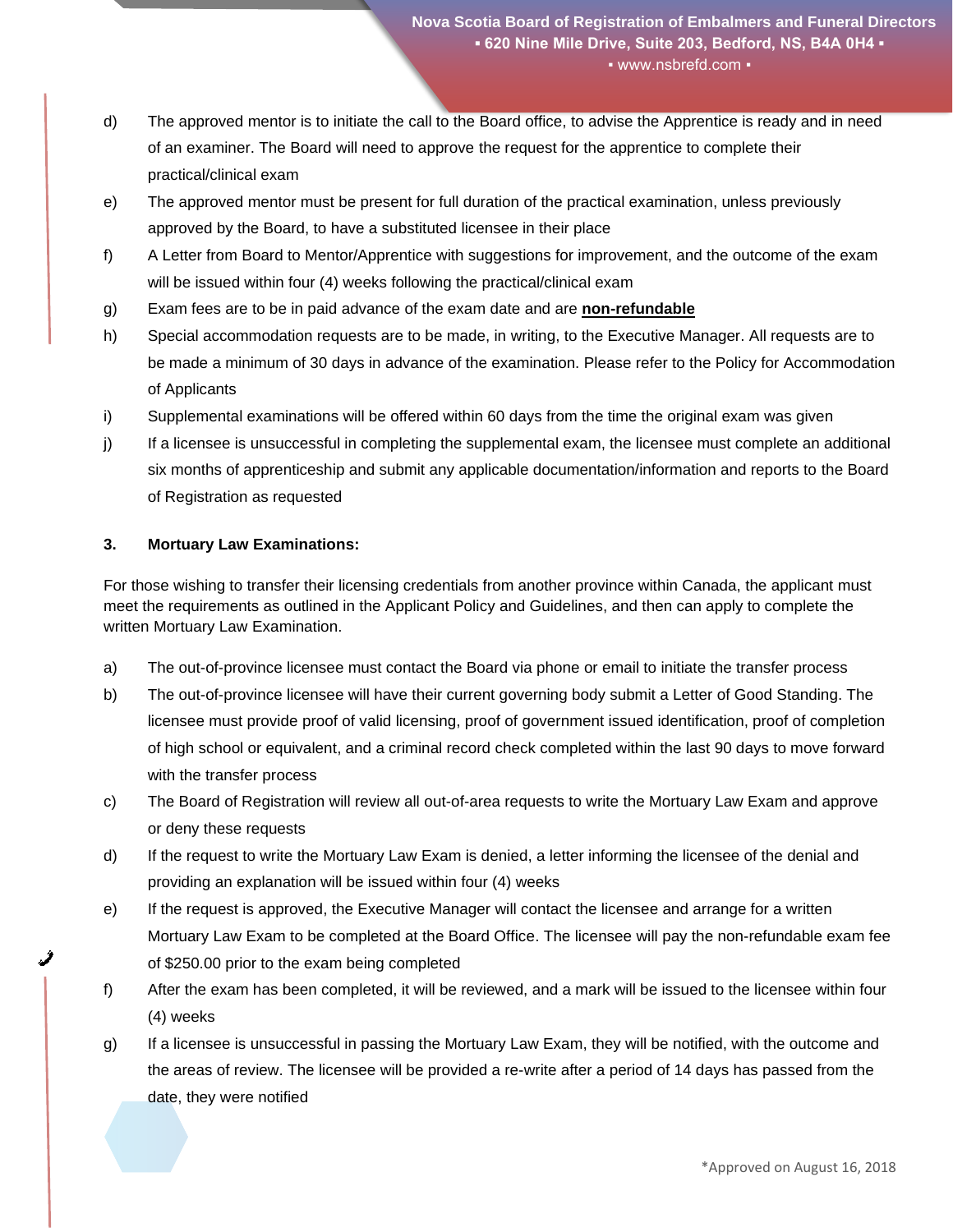d) The approved mentor is to initiate the call to the Board office, to advise the Apprentice is ready and in need of an examiner. The Board will need to approve the request for the apprentice to complete their practical/clinical exam

e) The approved mentor must be present for full duration of the practical examination, unless previously approved by the Board, to have a substituted licensee in their place

f) A Letter from Board to Mentor/Apprentice with suggestions for improvement, and the outcome of the exam will be issued within four (4) weeks following the practical/clinical exam

g) Exam fees are to be in paid advance of the exam date and are **non-refundable**

h) Special accommodation requests are to be made, in writing, to the Executive Manager. All requests are to be made a minimum of 30 days in advance of the examination. Please refer to the Policy for Accommodation of Applicants

i) Supplemental examinations will be offered within 60 days from the time the original exam was given

j) If a licensee is unsuccessful in completing the supplemental exam, the licensee must complete an additional six months of apprenticeship and submit any applicable documentation/information and reports to the Board of Registration as requested

### 3. Mortuary Law Examinations:

For those wishing to transfer their licensing credentials from another province within Canada, the applicant must meet the requirements as outlined in the Applicant Policy and Guidelines, and then can apply to complete the written Mortuary Law Examination.

a) The out-of-province licensee must contact the Board via phone or email to initiate the transfer process

b) The out-of-province licensee will have their current governing body submit a Letter of Good Standing. The licensee must provide proof of valid licensing, proof of government issued identification, proof of completion of high school or equivalent, and a criminal record check completed within the last 90 days to move forward with the transfer process

c) The Board of Registration will review all out-of-area requests to write the Mortuary Law Exam and approve or deny these requests

d) If the request to write the Mortuary Law Exam is denied, a letter informing the licensee of the denial and providing an explanation will be issued within four (4) weeks

e) If the request is approved, the Executive Manager will contact the licensee and arrange for a written Mortuary Law Exam to be completed at the Board Office. The licensee will pay the non-refundable exam fee of $250.00 prior to the exam being completed

f) After the exam has been completed, it will be reviewed, and a mark will be issued to the licensee within four (4) weeks

g) If a licensee is unsuccessful in passing the Mortuary Law Exam, they will be notified, with the outcome and the areas of review. The licensee will be provided a re-write after a period of 14 days has passed from the date, they were notified

*Approved on August 16, 2018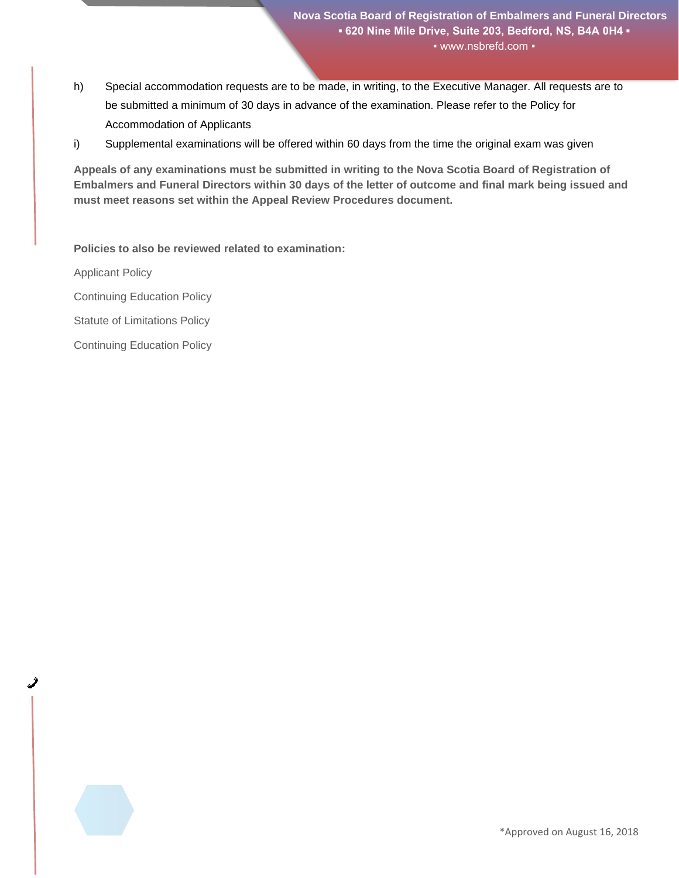h) Special accommodation requests are to be made, in writing, to the Executive Manager. All requests are to be submitted a minimum of 30 days in advance of the examination. Please refer to the Policy for Accommodation of Applicants

i) Supplemental examinations will be offered within 60 days from the time the original exam was given

**Appeals of any examinations must be submitted in writing to the Nova Scotia Board of Registration of Embalmers and Funeral Directors within 30 days of the letter of outcome and final mark being issued and must meet reasons set within the Appeal Review Procedures document.**

**Policies to also be reviewed related to examination:**

Applicant Policy

Continuing Education Policy

Statute of Limitations Policy

Continuing Education Policy

*Approved on August 16, 2018